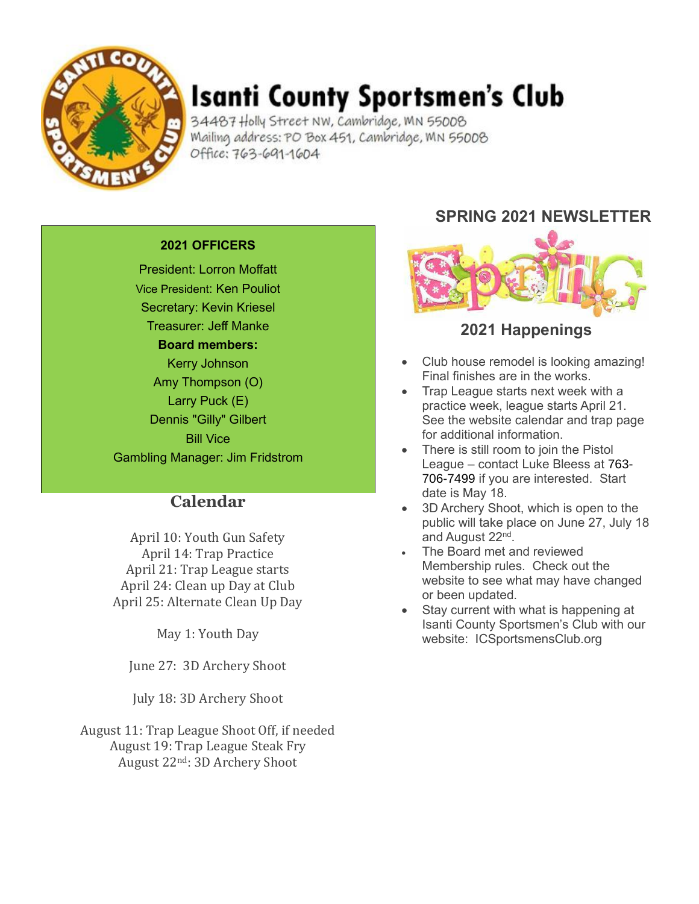# Isanti County Sportsmen's Club

34487 Holly Street NW, Cambridge, MN 55008
Mailing address: PO Box 451, Cambridge, MN 55008
Office: 763-691-1604

## SPRING 2021 NEWSLETTER

### 2021 OFFICERS

President: Lorron Moffatt
Vice President: Ken Pouliot
Secretary: Kevin Kriesel
Treasurer: Jeff Manke

**Board members:**

Kerry Johnson
Amy Thompson (O)
Larry Puck (E)
Dennis "Gilly" Gilbert
Bill Vice

Gambling Manager: Jim Fridstrom

## Calendar

April 10: Youth Gun Safety
April 14: Trap Practice
April 21: Trap League starts
April 24: Clean up Day at Club
April 25: Alternate Clean Up Day

May 1: Youth Day

June 27: 3D Archery Shoot

July 18: 3D Archery Shoot

August 11: Trap League Shoot Off, if needed
August 19: Trap League Steak Fry
August 22nd: 3D Archery Shoot

## 2021 Happenings

- Club house remodel is looking amazing! Final finishes are in the works.
- Trap League starts next week with a practice week, league starts April 21. See the website calendar and trap page for additional information.
- There is still room to join the Pistol League – contact Luke Bleess at 763-706-7499 if you are interested. Start date is May 18.
- 3D Archery Shoot, which is open to the public will take place on June 27, July 18 and August 22nd.
- The Board met and reviewed Membership rules. Check out the website to see what may have changed or been updated.
- Stay current with what is happening at Isanti County Sportsmen's Club with our website: ICSportsmensClub.org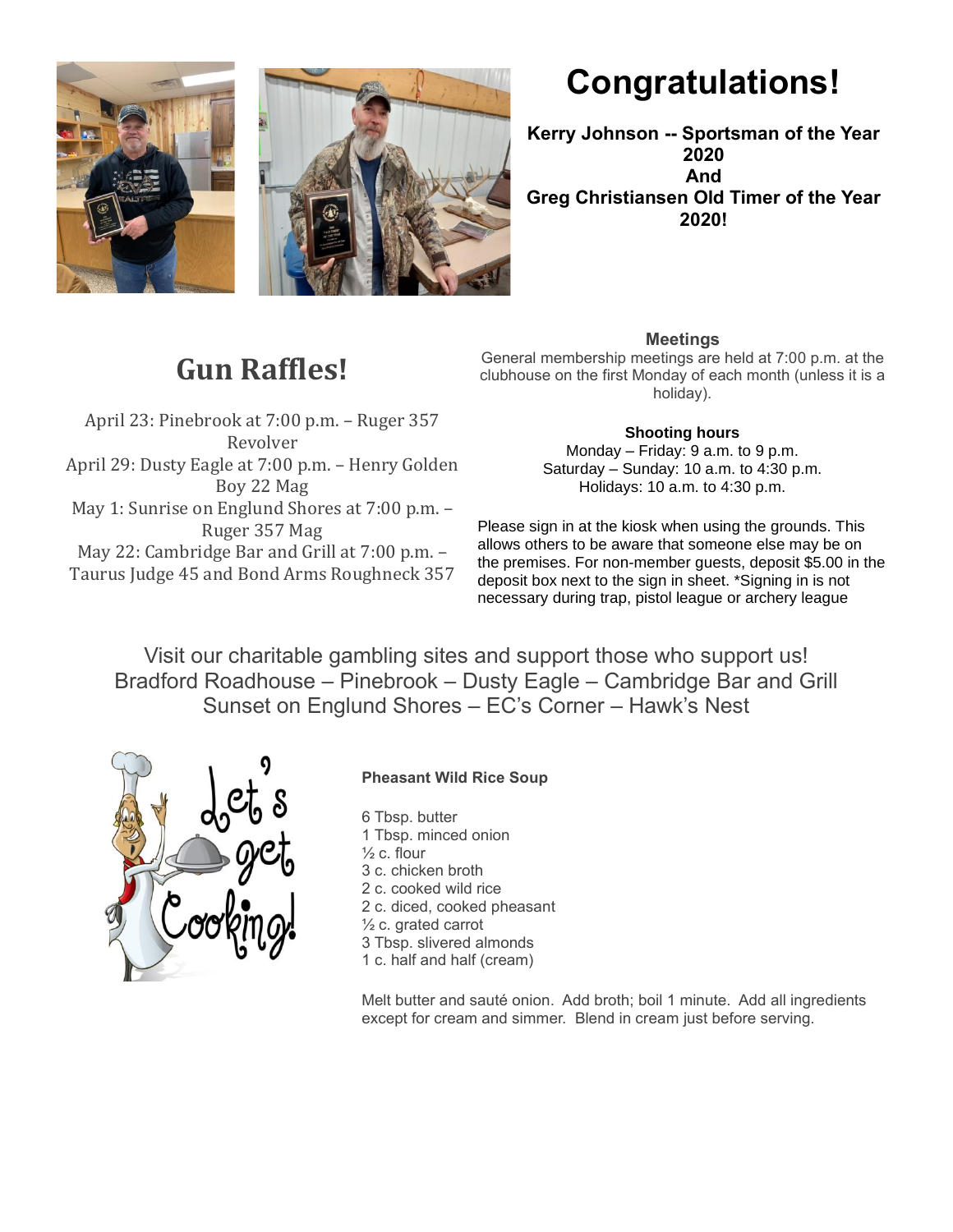# Congratulations!

**Kerry Johnson -- Sportsman of the Year 2020**
**And**
**Greg Christiansen Old Timer of the Year 2020!**

## Gun Raffles!

April 23: Pinebrook at 7:00 p.m. – Ruger 357 Revolver

April 29: Dusty Eagle at 7:00 p.m. – Henry Golden Boy 22 Mag

May 1: Sunrise on Englund Shores at 7:00 p.m. – Ruger 357 Mag

May 22: Cambridge Bar and Grill at 7:00 p.m. – Taurus Judge 45 and Bond Arms Roughneck 357

### Meetings

General membership meetings are held at 7:00 p.m. at the clubhouse on the first Monday of each month (unless it is a holiday).

**Shooting hours**

Monday – Friday: 9 a.m. to 9 p.m.
Saturday – Sunday: 10 a.m. to 4:30 p.m.
Holidays: 10 a.m. to 4:30 p.m.

Please sign in at the kiosk when using the grounds. This allows others to be aware that someone else may be on the premises. For non-member guests, deposit $5.00 in the deposit box next to the sign in sheet. *Signing in is not necessary during trap, pistol league or archery league

Visit our charitable gambling sites and support those who support us!
Bradford Roadhouse – Pinebrook – Dusty Eagle – Cambridge Bar and Grill
Sunset on Englund Shores – EC's Corner – Hawk's Nest

Let's get Cooking!

**Pheasant Wild Rice Soup**

6 Tbsp. butter
1 Tbsp. minced onion
½ c. flour
3 c. chicken broth
2 c. cooked wild rice
2 c. diced, cooked pheasant
½ c. grated carrot
3 Tbsp. slivered almonds
1 c. half and half (cream)

Melt butter and sauté onion. Add broth; boil 1 minute. Add all ingredients except for cream and simmer. Blend in cream just before serving.